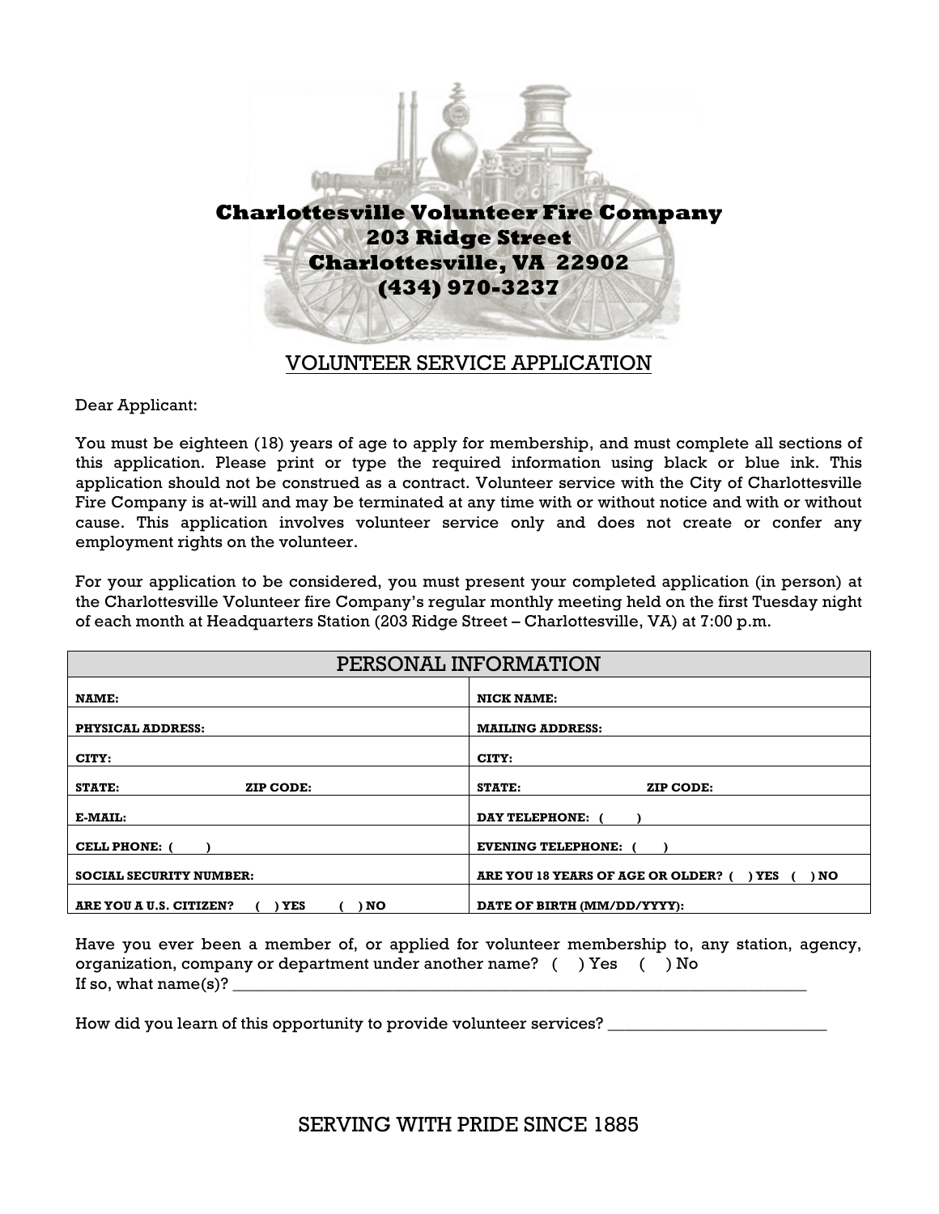**Charlottesville Volunteer Fire Company**
**203 Ridge Street**
**Charlottesville, VA 22902**
**(434) 970-3237**

# VOLUNTEER SERVICE APPLICATION

Dear Applicant:

You must be eighteen (18) years of age to apply for membership, and must complete all sections of this application. Please print or type the required information using black or blue ink. This application should not be construed as a contract. Volunteer service with the City of Charlottesville Fire Company is at-will and may be terminated at any time with or without notice and with or without cause. This application involves volunteer service only and does not create or confer any employment rights on the volunteer.

For your application to be considered, you must present your completed application (in person) at the Charlottesville Volunteer fire Company's regular monthly meeting held on the first Tuesday night of each month at Headquarters Station (203 Ridge Street – Charlottesville, VA) at 7:00 p.m.

| PERSONAL INFORMATION | |
|---|---|
| **NAME:** | **NICK NAME:** |
| **PHYSICAL ADDRESS:** | **MAILING ADDRESS:** |
| **CITY:** | **CITY:** |
| **STATE: ZIP CODE:** | **STATE: ZIP CODE:** |
| **E-MAIL:** | **DAY TELEPHONE: ( )** |
| **CELL PHONE: ( )** | **EVENING TELEPHONE: ( )** |
| **SOCIAL SECURITY NUMBER:** | **ARE YOU 18 YEARS OF AGE OR OLDER? ( ) YES ( ) NO** |
| **ARE YOU A U.S. CITIZEN? ( ) YES ( ) NO** | **DATE OF BIRTH (MM/DD/YYYY):** |

Have you ever been a member of, or applied for volunteer membership to, any station, agency, organization, company or department under another name? ( ) Yes ( ) No
If so, what name(s)? ______________________________________________________________________

How did you learn of this opportunity to provide volunteer services? _________________________

SERVING WITH PRIDE SINCE 1885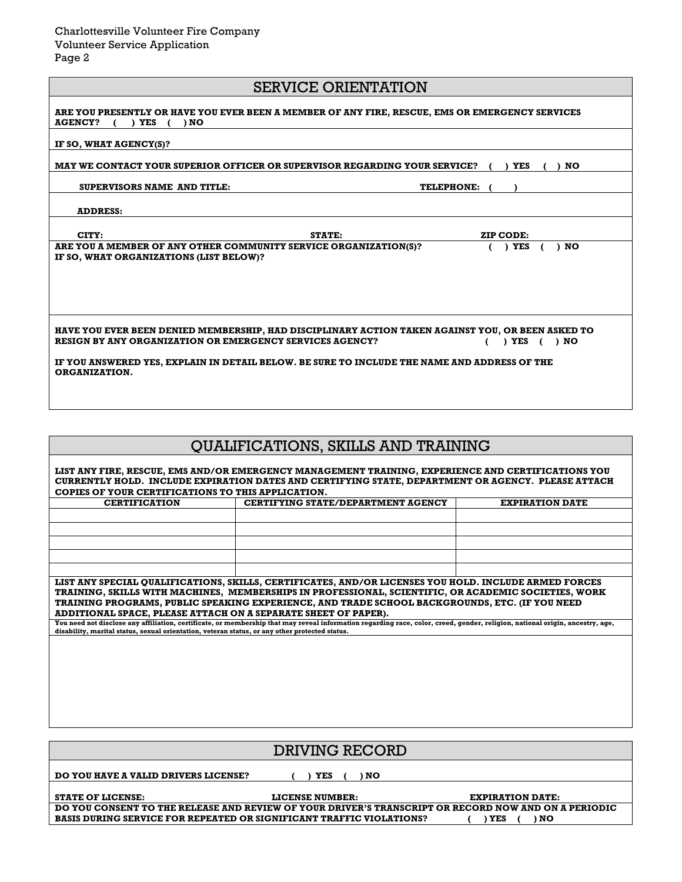Charlottesville Volunteer Fire Company
Volunteer Service Application
Page 2

## SERVICE ORIENTATION

**ARE YOU PRESENTLY OR HAVE YOU EVER BEEN A MEMBER OF ANY FIRE, RESCUE, EMS OR EMERGENCY SERVICES AGENCY? ( ) YES ( ) NO**

**IF SO, WHAT AGENCY(S)?**

**MAY WE CONTACT YOUR SUPERIOR OFFICER OR SUPERVISOR REGARDING YOUR SERVICE? ( ) YES ( ) NO**

**SUPERVISORS NAME AND TITLE:** **TELEPHONE: ( )**

**ADDRESS:**

**CITY:** **STATE:** **ZIP CODE:**

**ARE YOU A MEMBER OF ANY OTHER COMMUNITY SERVICE ORGANIZATION(S)? ( ) YES ( ) NO**
**IF SO, WHAT ORGANIZATIONS (LIST BELOW)?**

**HAVE YOU EVER BEEN DENIED MEMBERSHIP, HAD DISCIPLINARY ACTION TAKEN AGAINST YOU, OR BEEN ASKED TO RESIGN BY ANY ORGANIZATION OR EMERGENCY SERVICES AGENCY? ( ) YES ( ) NO**

**IF YOU ANSWERED YES, EXPLAIN IN DETAIL BELOW. BE SURE TO INCLUDE THE NAME AND ADDRESS OF THE ORGANIZATION.**

## QUALIFICATIONS, SKILLS AND TRAINING

**LIST ANY FIRE, RESCUE, EMS AND/OR EMERGENCY MANAGEMENT TRAINING, EXPERIENCE AND CERTIFICATIONS YOU CURRENTLY HOLD. INCLUDE EXPIRATION DATES AND CERTIFYING STATE, DEPARTMENT OR AGENCY. PLEASE ATTACH COPIES OF YOUR CERTIFICATIONS TO THIS APPLICATION.**

| CERTIFICATION | CERTIFYING STATE/DEPARTMENT AGENCY | EXPIRATION DATE |
|---|---|---|
| | | |
| | | |
| | | |
| | | |
| | | |

**LIST ANY SPECIAL QUALIFICATIONS, SKILLS, CERTIFICATES, AND/OR LICENSES YOU HOLD. INCLUDE ARMED FORCES TRAINING, SKILLS WITH MACHINES, MEMBERSHIPS IN PROFESSIONAL, SCIENTIFIC, OR ACADEMIC SOCIETIES, WORK TRAINING PROGRAMS, PUBLIC SPEAKING EXPERIENCE, AND TRADE SCHOOL BACKGROUNDS, ETC. (IF YOU NEED ADDITIONAL SPACE, PLEASE ATTACH ON A SEPARATE SHEET OF PAPER).**

**You need not disclose any affiliation, certificate, or membership that may reveal information regarding race, color, creed, gender, religion, national origin, ancestry, age, disability, marital status, sexual orientation, veteran status, or any other protected status.**

## DRIVING RECORD

**DO YOU HAVE A VALID DRIVERS LICENSE? ( ) YES ( ) NO**

**STATE OF LICENSE:** **LICENSE NUMBER:** **EXPIRATION DATE:**

**DO YOU CONSENT TO THE RELEASE AND REVIEW OF YOUR DRIVER'S TRANSCRIPT OR RECORD NOW AND ON A PERIODIC BASIS DURING SERVICE FOR REPEATED OR SIGNIFICANT TRAFFIC VIOLATIONS? ( ) YES ( ) NO**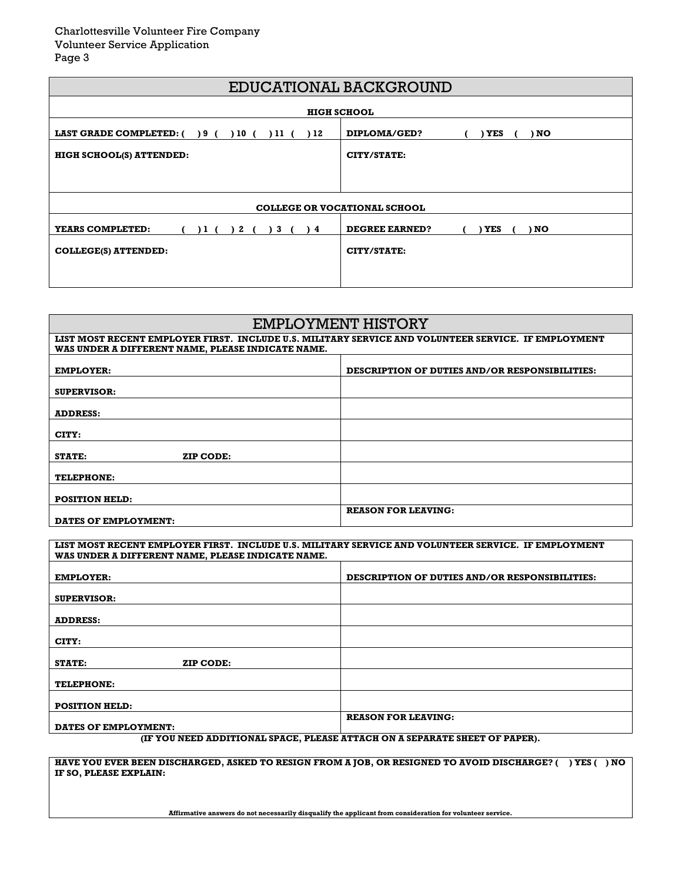# EDUCATIONAL BACKGROUND

## HIGH SCHOOL

| | |
|---|---|
| **LAST GRADE COMPLETED: ( ) 9 ( ) 10 ( ) 11 ( ) 12** | **DIPLOMA/GED? ( ) YES ( ) NO** |
| **HIGH SCHOOL(S) ATTENDED:** | **CITY/STATE:** |

## COLLEGE OR VOCATIONAL SCHOOL

| | |
|---|---|
| **YEARS COMPLETED: ( ) 1 ( ) 2 ( ) 3 ( ) 4** | **DEGREE EARNED? ( ) YES ( ) NO** |
| **COLLEGE(S) ATTENDED:** | **CITY/STATE:** |

# EMPLOYMENT HISTORY

**LIST MOST RECENT EMPLOYER FIRST. INCLUDE U.S. MILITARY SERVICE AND VOLUNTEER SERVICE. IF EMPLOYMENT WAS UNDER A DIFFERENT NAME, PLEASE INDICATE NAME.**

| | |
|---|---|
| **EMPLOYER:** | **DESCRIPTION OF DUTIES AND/OR RESPONSIBILITIES:** |
| **SUPERVISOR:** | |
| **ADDRESS:** | |
| **CITY:** | |
| **STATE:** **ZIP CODE:** | |
| **TELEPHONE:** | |
| **POSITION HELD:** | |
| **DATES OF EMPLOYMENT:** | **REASON FOR LEAVING:** |

**LIST MOST RECENT EMPLOYER FIRST. INCLUDE U.S. MILITARY SERVICE AND VOLUNTEER SERVICE. IF EMPLOYMENT WAS UNDER A DIFFERENT NAME, PLEASE INDICATE NAME.**

| | |
|---|---|
| **EMPLOYER:** | **DESCRIPTION OF DUTIES AND/OR RESPONSIBILITIES:** |
| **SUPERVISOR:** | |
| **ADDRESS:** | |
| **CITY:** | |
| **STATE:** **ZIP CODE:** | |
| **TELEPHONE:** | |
| **POSITION HELD:** | |
| **DATES OF EMPLOYMENT:** | **REASON FOR LEAVING:** |

**(IF YOU NEED ADDITIONAL SPACE, PLEASE ATTACH ON A SEPARATE SHEET OF PAPER).**

**HAVE YOU EVER BEEN DISCHARGED, ASKED TO RESIGN FROM A JOB, OR RESIGNED TO AVOID DISCHARGE? ( ) YES ( ) NO**
**IF SO, PLEASE EXPLAIN:**

**Affirmative answers do not necessarily disqualify the applicant from consideration for volunteer service.**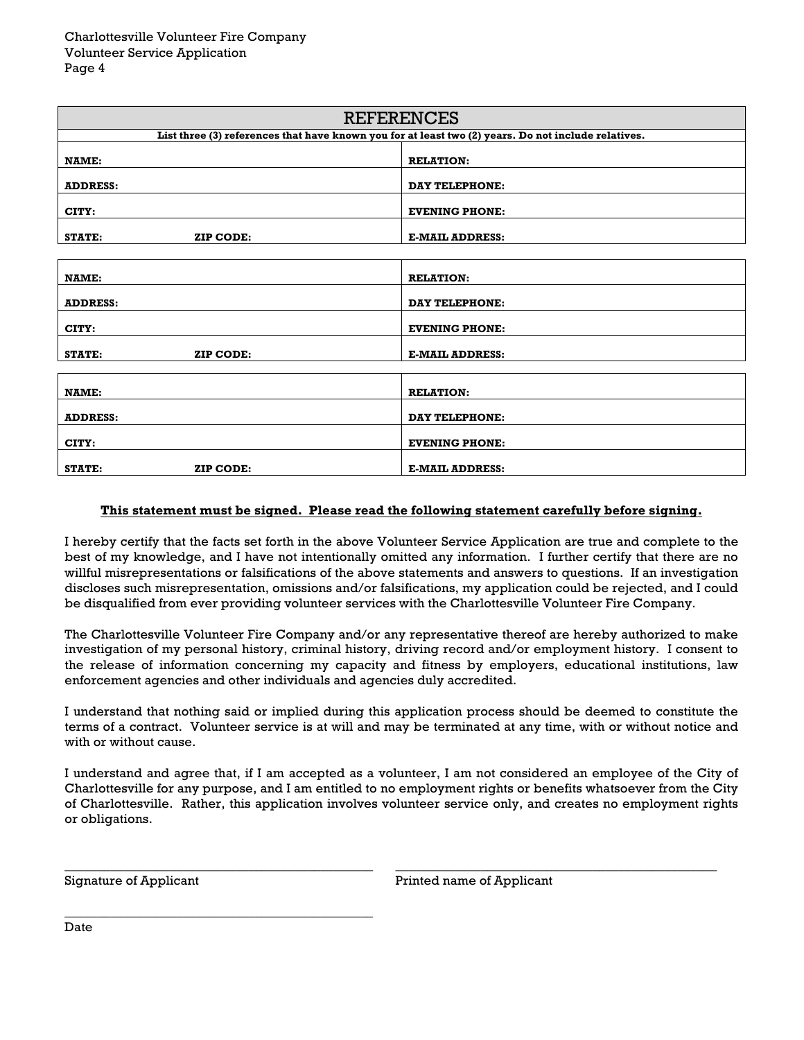## REFERENCES

**List three (3) references that have known you for at least two (2) years. Do not include relatives.**

| | |
|---|---|
| **NAME:** | **RELATION:** |
| **ADDRESS:** | **DAY TELEPHONE:** |
| **CITY:** | **EVENING PHONE:** |
| **STATE:** **ZIP CODE:** | **E-MAIL ADDRESS:** |

| | |
|---|---|
| **NAME:** | **RELATION:** |
| **ADDRESS:** | **DAY TELEPHONE:** |
| **CITY:** | **EVENING PHONE:** |
| **STATE:** **ZIP CODE:** | **E-MAIL ADDRESS:** |

| | |
|---|---|
| **NAME:** | **RELATION:** |
| **ADDRESS:** | **DAY TELEPHONE:** |
| **CITY:** | **EVENING PHONE:** |
| **STATE:** **ZIP CODE:** | **E-MAIL ADDRESS:** |

**This statement must be signed. Please read the following statement carefully before signing.**

I hereby certify that the facts set forth in the above Volunteer Service Application are true and complete to the best of my knowledge, and I have not intentionally omitted any information. I further certify that there are no willful misrepresentations or falsifications of the above statements and answers to questions. If an investigation discloses such misrepresentation, omissions and/or falsifications, my application could be rejected, and I could be disqualified from ever providing volunteer services with the Charlottesville Volunteer Fire Company.

The Charlottesville Volunteer Fire Company and/or any representative thereof are hereby authorized to make investigation of my personal history, criminal history, driving record and/or employment history. I consent to the release of information concerning my capacity and fitness by employers, educational institutions, law enforcement agencies and other individuals and agencies duly accredited.

I understand that nothing said or implied during this application process should be deemed to constitute the terms of a contract. Volunteer service is at will and may be terminated at any time, with or without notice and with or without cause.

I understand and agree that, if I am accepted as a volunteer, I am not considered an employee of the City of Charlottesville for any purpose, and I am entitled to no employment rights or benefits whatsoever from the City of Charlottesville. Rather, this application involves volunteer service only, and creates no employment rights or obligations.

\_\_\_\_\_\_\_\_\_\_\_\_\_\_\_\_\_\_\_\_\_\_\_\_\_\_\_\_\_\_\_\_\_\_\_\_\_\_\_\_\_\_\_\_
Signature of Applicant

\_\_\_\_\_\_\_\_\_\_\_\_\_\_\_\_\_\_\_\_\_\_\_\_\_\_\_\_\_\_\_\_\_\_\_\_\_\_\_\_\_\_\_\_
Printed name of Applicant

\_\_\_\_\_\_\_\_\_\_\_\_\_\_\_\_\_\_\_\_\_\_\_\_\_\_\_\_\_\_\_\_\_\_\_\_\_\_\_\_\_\_\_\_
Date